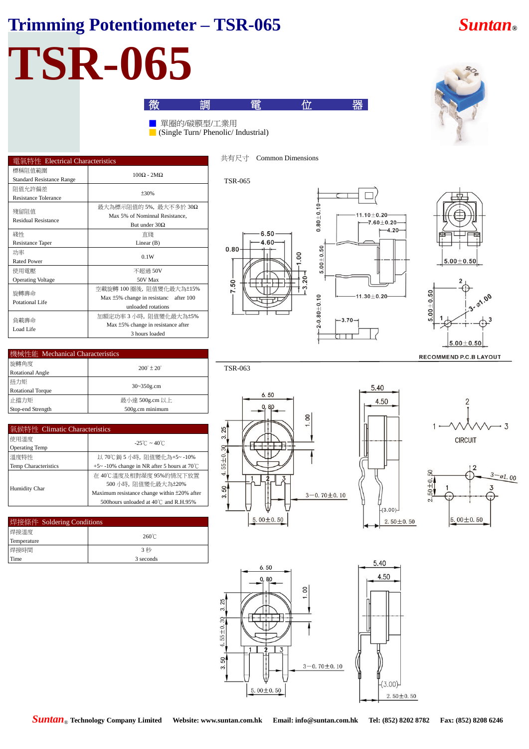# Trimming Potentiometer – TSR-065

**Suntan®**

# TSR-065

微 調 電 位 器

- 單圈的/碳膜型/工業用
- (Single Turn/ Phenolic/ Industrial)

| 電氣特性 Electrical Characteristics | |
|---|---|
| 標稱阻值範圍 Standard Resistance Range | 100Ω - 2MΩ |
| 阻值允許偏差 Resistance Tolerance | ±30% |
| 殘留阻值 Residual Resistance | 最大為標示阻值的 5%, 最大不多於 30Ω Max 5% of Nominnal Resistance, But under 30Ω |
| 綫性 Resistance Taper | 直綫 Linear (B) |
| 功率 Rated Power | 0.1W |
| 使用電壓 Operating Voltage | 不超過 50V 50V Max |
| 旋轉壽命 Potational Life | 空載旋轉 100 圈後, 阻值變化最大為±15% Max ±5% change in resistanc after 100 unloaded rotations |
| 負載壽命 Load Life | 加額定功率 3 小時, 阻值變化最大為±5% Max ±5% change in resistance after 3 hours loaded |

| 機械性能 Mechanical Characteristics | |
|---|---|
| 旋轉角度 Rotational Angle | 200° ± 20° |
| 扭力矩 Rotational Torque | 30~350g.cm |
| 止擋力矩 Stop-end Strength | 最小達 500g.cm 以上 500g.cm minimum |

| 氣候特性 Climatic Characteristics | |
|---|---|
| 使用溫度 Operating Temp | -25℃ ~ 40℃ |
| 溫度特性 Temp Characteristics | 以 70℃鍋 5 小時, 阻值變化為+5~ -10% +5~ -10% change in NR after 5 hours at 70℃ |
| Humidity Char | 在 40℃溫度及相對濕度 95%的情況下放置 500 小時, 阻值變化最大為±20% Maximum resistance change within ±20% after 500hours unloaded at 40℃ and R.H.95% |

| 焊接條件 Soldering Conditions | |
|---|---|
| 焊接溫度 Temperature | 260℃ |
| 焊接時間 Time | 3 秒 3 seconds |

共有尺寸 Common Dimensions

TSR-065

TSR-063

RECOMMEND P.C.B LAYOUT

CIRCUIT

**Suntan® Technology Company Limited** **Website: www.suntan.com.hk** **Email: info@suntan.com.hk** **Tel: (852) 8202 8782** **Fax: (852) 8208 6246**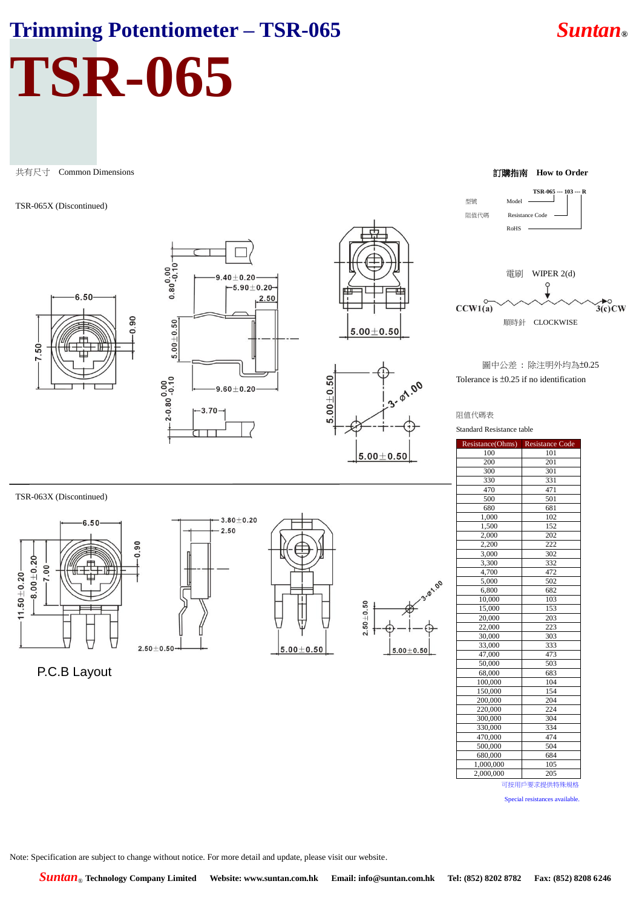# Trimming Potentiometer – TSR-065

**Suntan®**

# TSR-065

共有尺寸 Common Dimensions

TSR-065X (Discontinued)

6.50
7.50
0.90
0.80 0.00 -0.10
9.40±0.20
5.90±0.20
2.50
5.00±0.50
2-0.80 0.00 -0.10
9.60±0.20
3.70
5.00±0.50
5.00±0.50
3-Ø1.00
5.00±0.50

TSR-063X (Discontinued)

6.50
11.50±0.20
8.00±0.20
7.00
0.90
3.80±0.20
2.50
2.50±0.50
5.00±0.50
2.50±0.50
3-Ø1.00
5.00±0.50

P.C.B Layout

## 訂購指南 How to Order

TSR-065 --- 103 --- R

型號 Model
阻值代碼 Resistance Code
RoHS

電刷 WIPER 2(d)
CCW1(a)
3(c)CW
順時針 CLOCKWISE

圖中公差 : 除注明外均為±0.25
Tolerance is ±0.25 if no identification

阻值代碼表
Standard Resistance table

| Resistance(Ohms) | Resistance Code |
|---|---|
| 100 | 101 |
| 200 | 201 |
| 300 | 301 |
| 330 | 331 |
| 470 | 471 |
| 500 | 501 |
| 680 | 681 |
| 1,000 | 102 |
| 1,500 | 152 |
| 2,000 | 202 |
| 2,200 | 222 |
| 3,000 | 302 |
| 3,300 | 332 |
| 4,700 | 472 |
| 5,000 | 502 |
| 6,800 | 682 |
| 10,000 | 103 |
| 15,000 | 153 |
| 20,000 | 203 |
| 22,000 | 223 |
| 30,000 | 303 |
| 33,000 | 333 |
| 47,000 | 473 |
| 50,000 | 503 |
| 68,000 | 683 |
| 100,000 | 104 |
| 150,000 | 154 |
| 200,000 | 204 |
| 220,000 | 224 |
| 300,000 | 304 |
| 330,000 | 334 |
| 470,000 | 474 |
| 500,000 | 504 |
| 680,000 | 684 |
| 1,000,000 | 105 |
| 2,000,000 | 205 |

可按用戶要求提供特殊規格

Special resistances available.

Note: Specification are subject to change without notice. For more detail and update, please visit our website.

Suntan® Technology Company Limited Website: www.suntan.com.hk Email: info@suntan.com.hk Tel: (852) 8202 8782 Fax: (852) 8208 6246